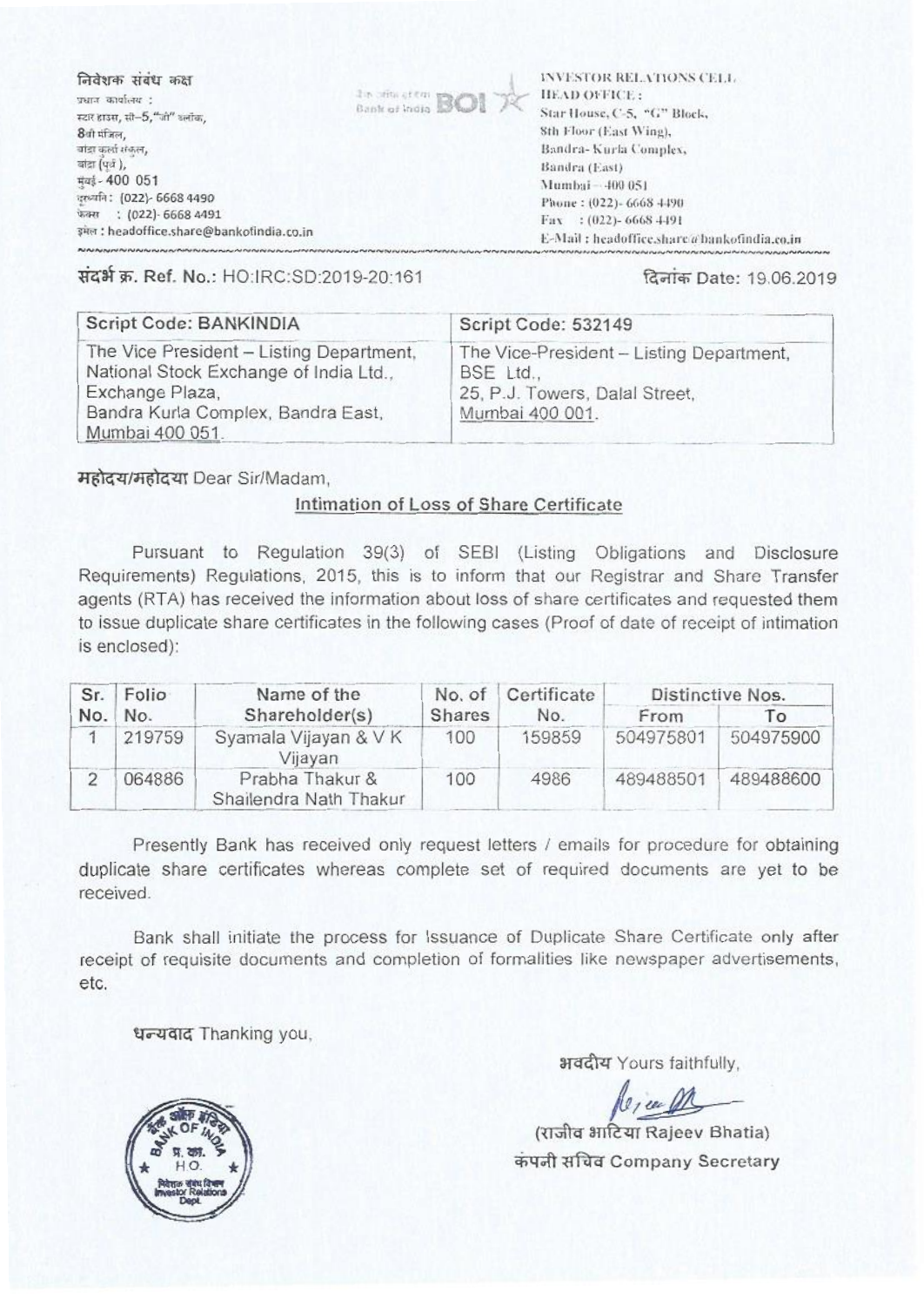निवेशक संबंध कक्ष
प्रधान कार्यालय :
स्टार हाउस, सी–5,"जी" ब्लॉक,
8वी मंजिल,
बांद्रा कुर्ला संकुल,
बांद्रा (पूर्व ),
मुंबई - 400 051
दूरध्वनि : (022)- 6668 4490
फेक्स : (022)- 6668 4491
ईमेल : headoffice.share@bankofindia.co.in

बैंक ऑफ इंडिया Bank of India BOI

INVESTOR RELATIONS CELL
HEAD OFFICE :
Star House, C-5, "G" Block,
8th Floor (East Wing),
Bandra- Kurla Complex,
Bandra (East)
Mumbai – 400 051
Phone : (022)- 6668 4490
Fax : (022)- 6668 4491
E-Mail : headoffice.share@bankofindia.co.in

संदर्भ क्र. Ref. No.: HO:IRC:SD:2019-20:161

दिनांक Date: 19.06.2019

| Script Code: BANKINDIA | Script Code: 532149 |
|---|---|
| The Vice President – Listing Department, National Stock Exchange of India Ltd., Exchange Plaza, Bandra Kurla Complex, Bandra East, Mumbai 400 051. | The Vice-President – Listing Department, BSE Ltd., 25, P.J. Towers, Dalal Street, Mumbai 400 001. |

महोदय/महोदया Dear Sir/Madam,

## Intimation of Loss of Share Certificate

Pursuant to Regulation 39(3) of SEBI (Listing Obligations and Disclosure Requirements) Regulations, 2015, this is to inform that our Registrar and Share Transfer agents (RTA) has received the information about loss of share certificates and requested them to issue duplicate share certificates in the following cases (Proof of date of receipt of intimation is enclosed):

| Sr. No. | Folio No. | Name of the Shareholder(s) | No. of Shares | Certificate No. | Distinctive Nos. | |
|---|---|---|---|---|---|---|
| | | | | | From | To |
| 1 | 219759 | Syamala Vijayan & V K Vijayan | 100 | 159859 | 504975801 | 504975900 |
| 2 | 064886 | Prabha Thakur & Shailendra Nath Thakur | 100 | 4986 | 489488501 | 489488600 |

Presently Bank has received only request letters / emails for procedure for obtaining duplicate share certificates whereas complete set of required documents are yet to be received.

Bank shall initiate the process for Issuance of Duplicate Share Certificate only after receipt of requisite documents and completion of formalities like newspaper advertisements, etc.

धन्यवाद Thanking you,

भवदीय Yours faithfully,

(राजीव भाटिया Rajeev Bhatia)
कंपनी सचिव Company Secretary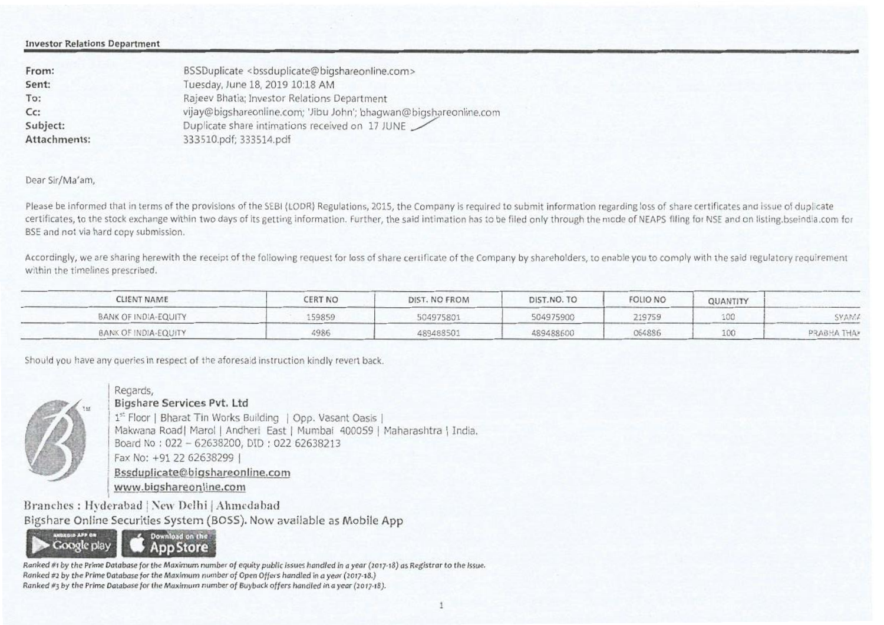**Investor Relations Department**

**From:** BSSDuplicate <bssduplicate@bigshareonline.com>
**Sent:** Tuesday, June 18, 2019 10:18 AM
**To:** Rajeev Bhatia; Investor Relations Department
**Cc:** vijay@bigshareonline.com; 'Jibu John'; bhagwan@bigshareonline.com
**Subject:** Duplicate share intimations received on 17 JUNE
**Attachments:** 333510.pdf; 333514.pdf

Dear Sir/Ma'am,

Please be informed that in terms of the provisions of the SEBI (LODR) Regulations, 2015, the Company is required to submit information regarding loss of share certificates and issue of duplicate certificates, to the stock exchange within two days of its getting information. Further, the said intimation has to be filed only through the mode of NEAPS filing for NSE and on listing.bseindia.com for BSE and not via hard copy submission.

Accordingly, we are sharing herewith the receipt of the following request for loss of share certificate of the Company by shareholders, to enable you to comply with the said regulatory requirement within the timelines prescribed.

| CLIENT NAME | CERT NO | DIST. NO FROM | DIST.NO. TO | FOLIO NO | QUANTITY | |
|---|---|---|---|---|---|---|
| BANK OF INDIA-EQUITY | 159859 | 504975801 | 504975900 | 219759 | 100 | SYAMA |
| BANK OF INDIA-EQUITY | 4986 | 489488501 | 489488600 | 064886 | 100 | PRABHA THA |

Should you have any queries in respect of the aforesaid instruction kindly revert back.

Regards,
**Bigshare Services Pvt. Ltd**
1st Floor | Bharat Tin Works Building | Opp. Vasant Oasis |
Makwana Road| Marol | Andheri East | Mumbai 400059 | Maharashtra | India.
Board No : 022 – 62638200, DID : 022 62638213
Fax No: +91 22 62638299 |
Bssduplicate@bigshareonline.com
www.bigshareonline.com

Branches : Hyderabad | New Delhi | Ahmedabad
Bigshare Online Securities System (BOSS). Now available as Mobile App

*Ranked #1 by the Prime Database for the Maximum number of equity public issues handled in a year (2017-18) as Registrar to the Issue.*
*Ranked #2 by the Prime Database for the Maximum number of Open Offers handled in a year (2017-18.)*
*Ranked #3 by the Prime Database for the Maximum number of Buyback offers handled in a year (2017-18).*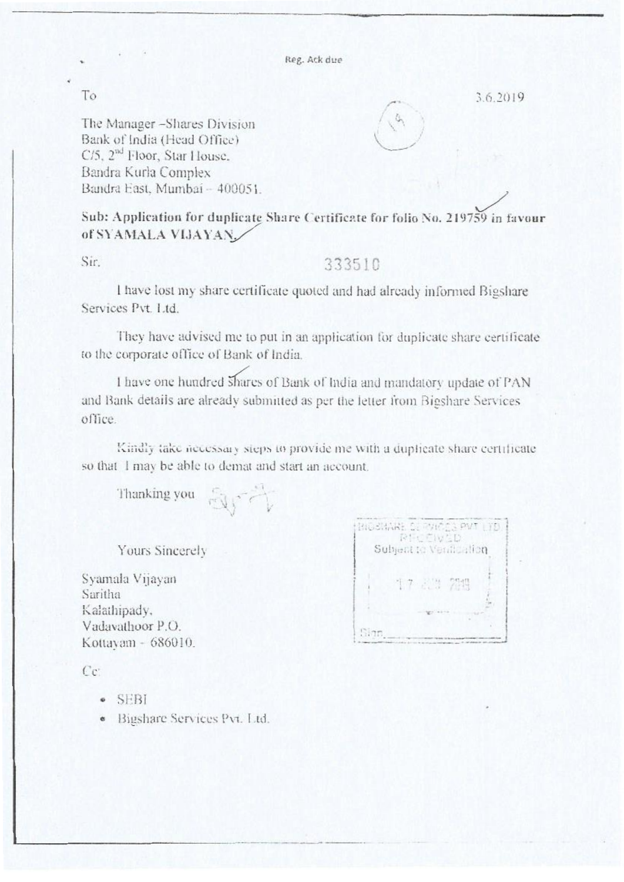Reg. Ack due

To

3.6.2019

The Manager –Shares Division
Bank of India (Head Office)
C/5, 2nd Floor, Star House,
Bandra Kurla Complex
Bandra East, Mumbai – 400051.

**Sub: Application for duplicate Share Certificate for folio No. 219759 in favour of SYAMALA VIJAYAN.**

Sir,

333510

I have lost my share certificate quoted and had already informed Bigshare Services Pvt. Ltd.

They have advised me to put in an application for duplicate share certificate to the corporate office of Bank of India.

I have one hundred shares of Bank of India and mandatory update of PAN and Bank details are already submitted as per the letter from Bigshare Services office.

Kindly take necessary steps to provide me with a duplicate share certificate so that I may be able to demat and start an account.

Thanking you

Yours Sincerely

BIGSHARE SERVICES PVT LTD
RECEIVED
Subject to Verification
17 JUN 2019
Sign.\_\_\_\_\_\_\_\_

Syamala Vijayan
Saritha
Kalathipady,
Vadavathoor P.O.
Kottayam - 686010.

Cc:

- SEBI
- Bigshare Services Pvt. Ltd.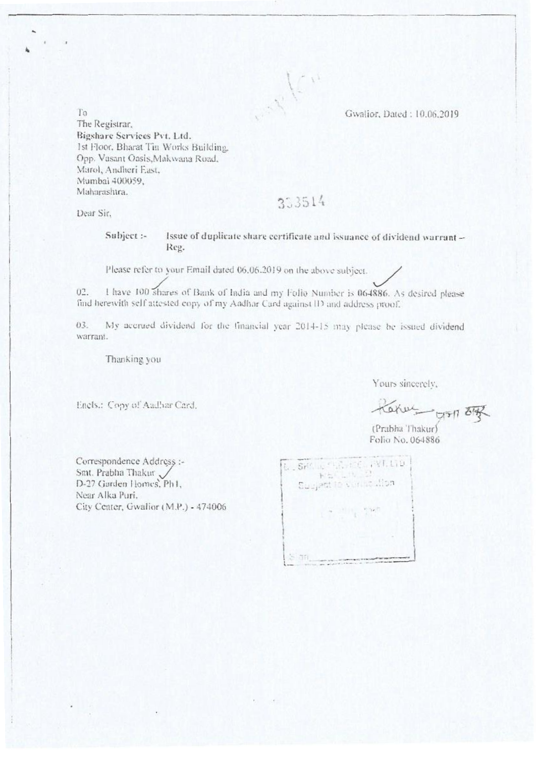To
The Registrar,
**Bigshare Services Pvt. Ltd.**
1st Floor, Bharat Tin Works Building,
Opp. Vasant Oasis, Makwana Road,
Marol, Andheri East,
Mumbai 400059,
Maharashtra.

Gwalior, Dated : 10.06.2019

333514

Dear Sir,

**Subject :-** **Issue of duplicate share certificate and issuance of dividend warrant – Reg.**

Please refer to your Email dated 06.06.2019 on the above subject.

02. I have 100 shares of Bank of India and my Folio Number is 064886. As desired please find herewith self attested copy of my Aadhar Card against ID and address proof.

03. My accrued dividend for the financial year 2014-15 may please be issued dividend warrant.

Thanking you

Yours sincerely,

(Prabha Thakur)
Folio No. 064886

Encls.: Copy of Aadhar Card.

Correspondence Address :-
Smt. Prabha Thakur
D-27 Garden Homes, Ph1,
Near Alka Puri,
City Center, Gwalior (M.P.) - 474006

Subject to verification